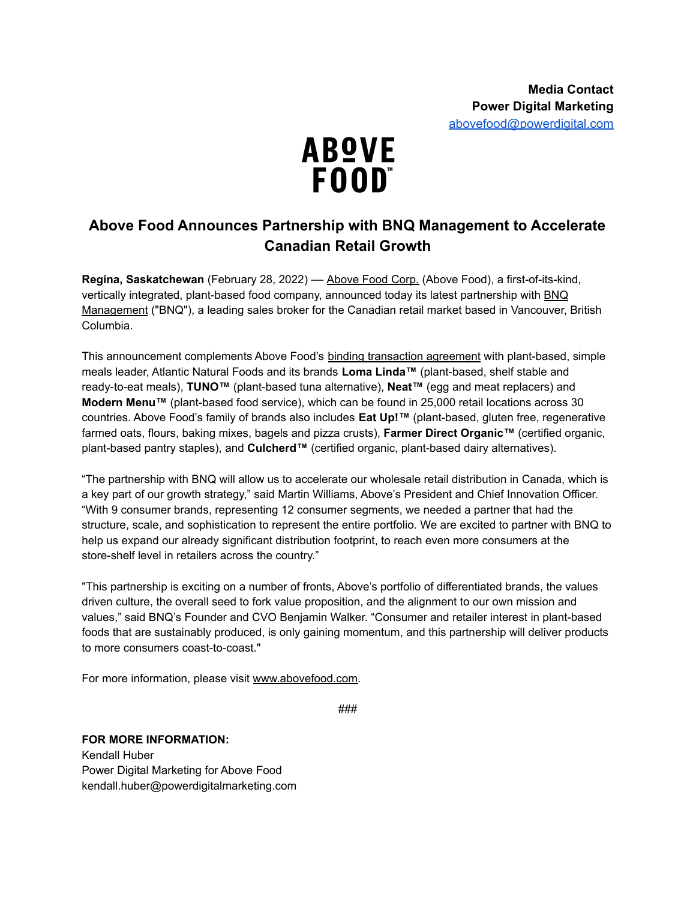**Media Contact**
**Power Digital Marketing**
abovefood@powerdigital.com

ABOVE FOOD™

# Above Food Announces Partnership with BNQ Management to Accelerate Canadian Retail Growth

**Regina, Saskatchewan** (February 28, 2022) — Above Food Corp. (Above Food), a first-of-its-kind, vertically integrated, plant-based food company, announced today its latest partnership with BNQ Management ("BNQ"), a leading sales broker for the Canadian retail market based in Vancouver, British Columbia.

This announcement complements Above Food's binding transaction agreement with plant-based, simple meals leader, Atlantic Natural Foods and its brands **Loma Linda™** (plant-based, shelf stable and ready-to-eat meals), **TUNO™** (plant-based tuna alternative), **Neat™** (egg and meat replacers) and **Modern Menu™** (plant-based food service), which can be found in 25,000 retail locations across 30 countries. Above Food's family of brands also includes **Eat Up!™** (plant-based, gluten free, regenerative farmed oats, flours, baking mixes, bagels and pizza crusts), **Farmer Direct Organic™** (certified organic, plant-based pantry staples), and **Culcherd™** (certified organic, plant-based dairy alternatives).

"The partnership with BNQ will allow us to accelerate our wholesale retail distribution in Canada, which is a key part of our growth strategy," said Martin Williams, Above's President and Chief Innovation Officer. "With 9 consumer brands, representing 12 consumer segments, we needed a partner that had the structure, scale, and sophistication to represent the entire portfolio. We are excited to partner with BNQ to help us expand our already significant distribution footprint, to reach even more consumers at the store-shelf level in retailers across the country."

"This partnership is exciting on a number of fronts, Above's portfolio of differentiated brands, the values driven culture, the overall seed to fork value proposition, and the alignment to our own mission and values," said BNQ's Founder and CVO Benjamin Walker. "Consumer and retailer interest in plant-based foods that are sustainably produced, is only gaining momentum, and this partnership will deliver products to more consumers coast-to-coast."

For more information, please visit www.abovefood.com.

###

**FOR MORE INFORMATION:**
Kendall Huber
Power Digital Marketing for Above Food
kendall.huber@powerdigitalmarketing.com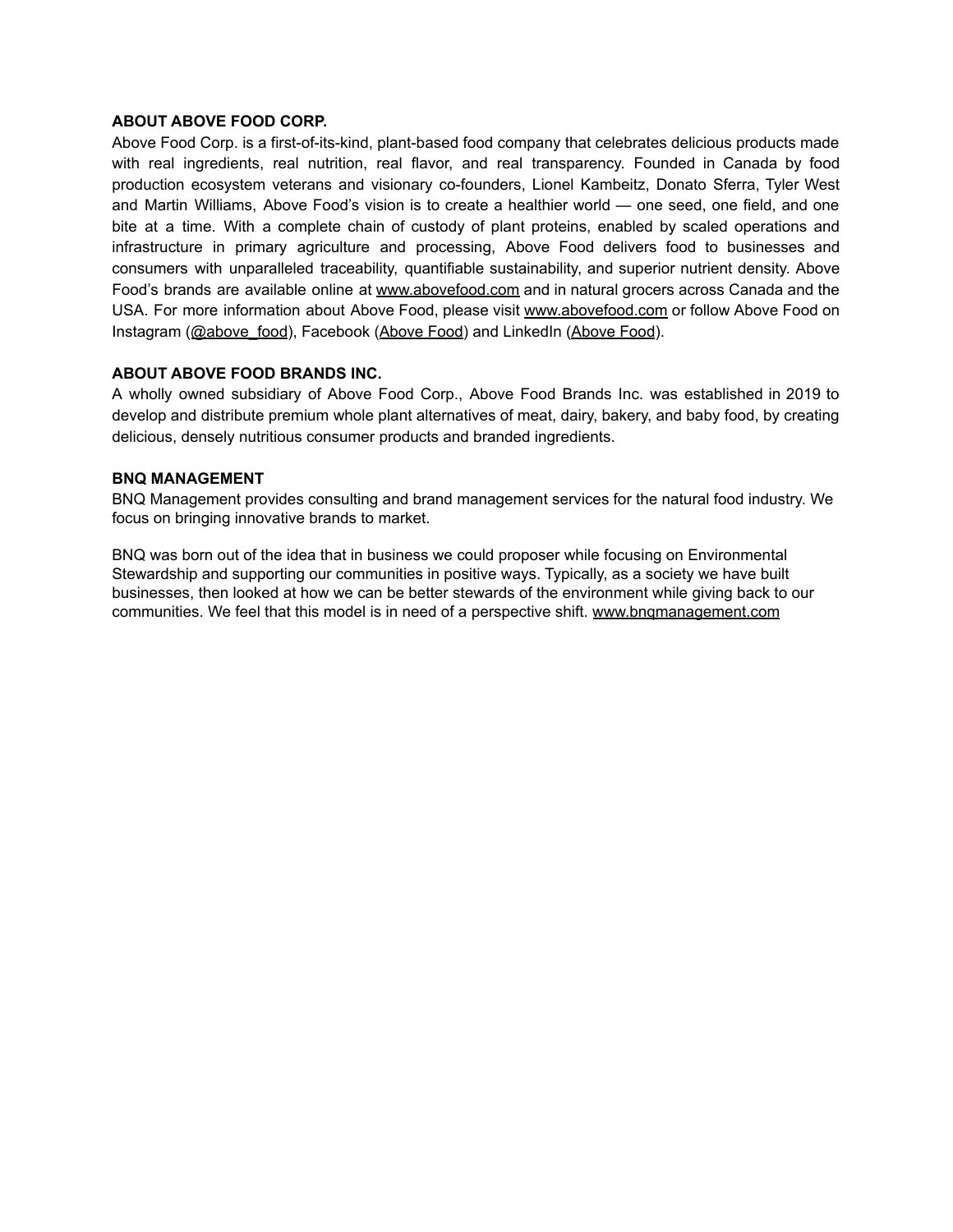**ABOUT ABOVE FOOD CORP.**

Above Food Corp. is a first-of-its-kind, plant-based food company that celebrates delicious products made with real ingredients, real nutrition, real flavor, and real transparency. Founded in Canada by food production ecosystem veterans and visionary co-founders, Lionel Kambeitz, Donato Sferra, Tyler West and Martin Williams, Above Food's vision is to create a healthier world — one seed, one field, and one bite at a time. With a complete chain of custody of plant proteins, enabled by scaled operations and infrastructure in primary agriculture and processing, Above Food delivers food to businesses and consumers with unparalleled traceability, quantifiable sustainability, and superior nutrient density. Above Food's brands are available online at www.abovefood.com and in natural grocers across Canada and the USA. For more information about Above Food, please visit www.abovefood.com or follow Above Food on Instagram (@above_food), Facebook (Above Food) and LinkedIn (Above Food).

**ABOUT ABOVE FOOD BRANDS INC.**

A wholly owned subsidiary of Above Food Corp., Above Food Brands Inc. was established in 2019 to develop and distribute premium whole plant alternatives of meat, dairy, bakery, and baby food, by creating delicious, densely nutritious consumer products and branded ingredients.

**BNQ MANAGEMENT**

BNQ Management provides consulting and brand management services for the natural food industry. We focus on bringing innovative brands to market.

BNQ was born out of the idea that in business we could proposer while focusing on Environmental Stewardship and supporting our communities in positive ways. Typically, as a society we have built businesses, then looked at how we can be better stewards of the environment while giving back to our communities. We feel that this model is in need of a perspective shift. www.bnqmanagement.com